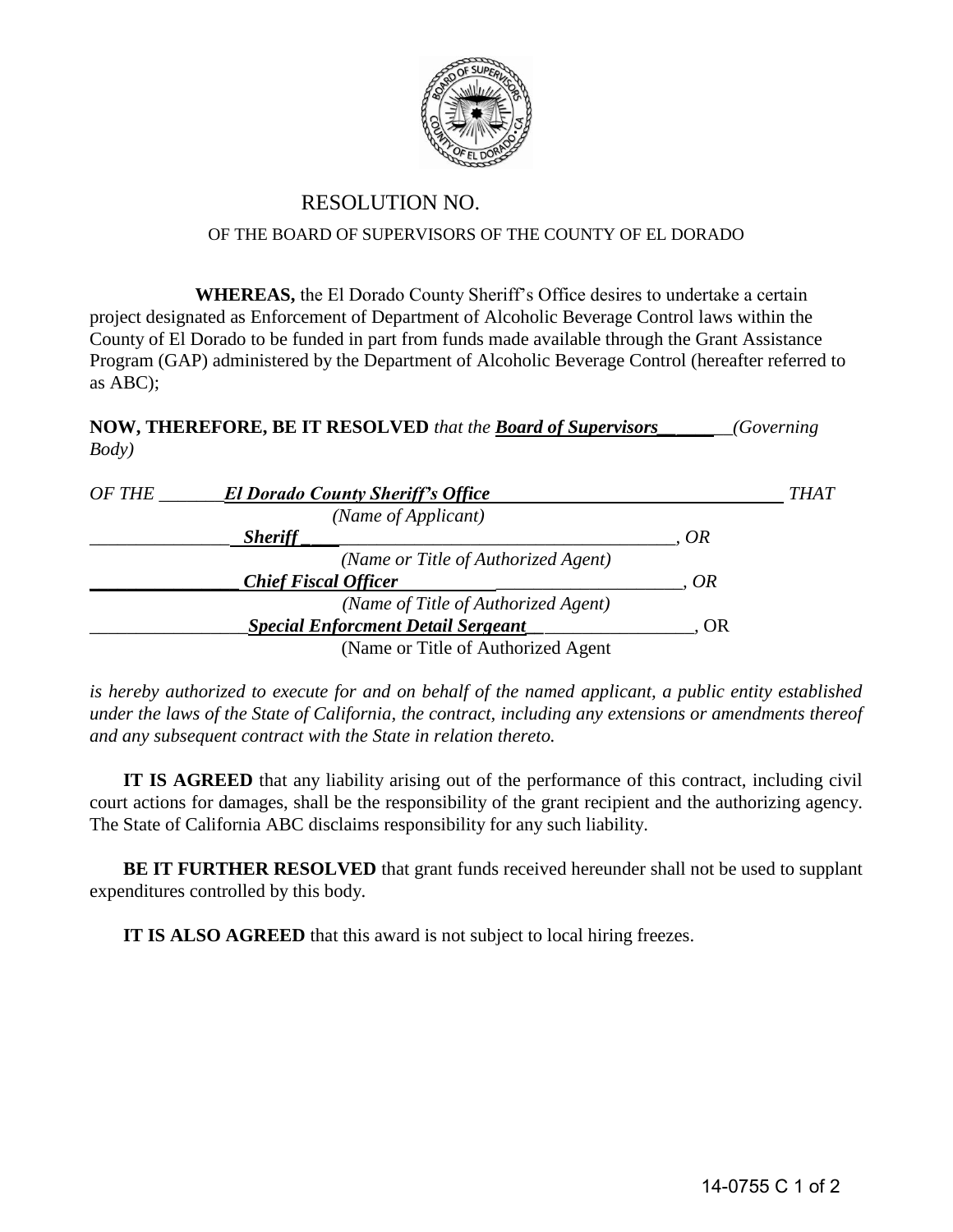# RESOLUTION NO.

OF THE BOARD OF SUPERVISORS OF THE COUNTY OF EL DORADO

**WHEREAS,** the El Dorado County Sheriff's Office desires to undertake a certain project designated as Enforcement of Department of Alcoholic Beverage Control laws within the County of El Dorado to be funded in part from funds made available through the Grant Assistance Program (GAP) administered by the Department of Alcoholic Beverage Control (hereafter referred to as ABC);

**NOW, THEREFORE, BE IT RESOLVED** *that the* ***Board of Supervisors*** *(Governing Body)*

*OF THE* ***El Dorado County Sheriff's Office*** *THAT*
*(Name of Applicant)*

***Sheriff***, *OR*
*(Name or Title of Authorized Agent)*

***Chief Fiscal Officer***, *OR*
*(Name of Title of Authorized Agent)*

***Special Enforcment Detail Sergeant***, OR
(Name or Title of Authorized Agent

*is hereby authorized to execute for and on behalf of the named applicant, a public entity established under the laws of the State of California, the contract, including any extensions or amendments thereof and any subsequent contract with the State in relation thereto.*

**IT IS AGREED** that any liability arising out of the performance of this contract, including civil court actions for damages, shall be the responsibility of the grant recipient and the authorizing agency. The State of California ABC disclaims responsibility for any such liability.

**BE IT FURTHER RESOLVED** that grant funds received hereunder shall not be used to supplant expenditures controlled by this body.

**IT IS ALSO AGREED** that this award is not subject to local hiring freezes.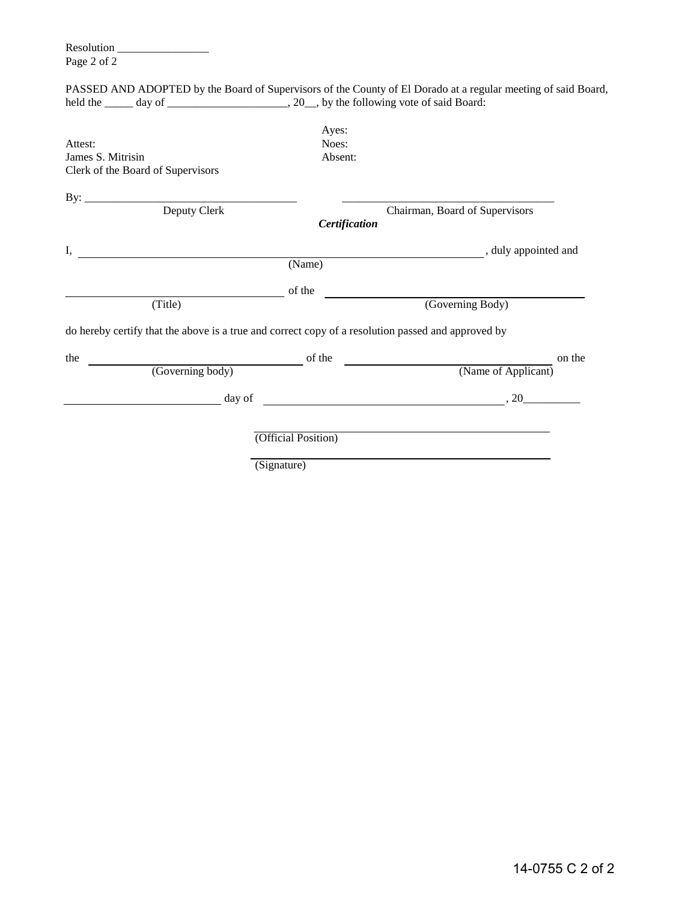Resolution ________________

PASSED AND ADOPTED by the Board of Supervisors of the County of El Dorado at a regular meeting of said Board, held the _____ day of _____________________, 20__, by the following vote of said Board:

Ayes:
Noes:
Absent:

Attest:
James S. Mitrisin
Clerk of the Board of Supervisors

By: ______________________________________
Deputy Clerk

______________________________________
Chairman, Board of Supervisors

***Certification***

I, ____________________________________________________________, duly appointed and
(Name)

______________________________ of the ______________________________
(Title) (Governing Body)

do hereby certify that the above is a true and correct copy of a resolution passed and approved by

the ______________________________ of the ______________________________ on the
(Governing body) (Name of Applicant)

______________________ day of ______________________________, 20__________

______________________________
(Official Position)

______________________________
(Signature)